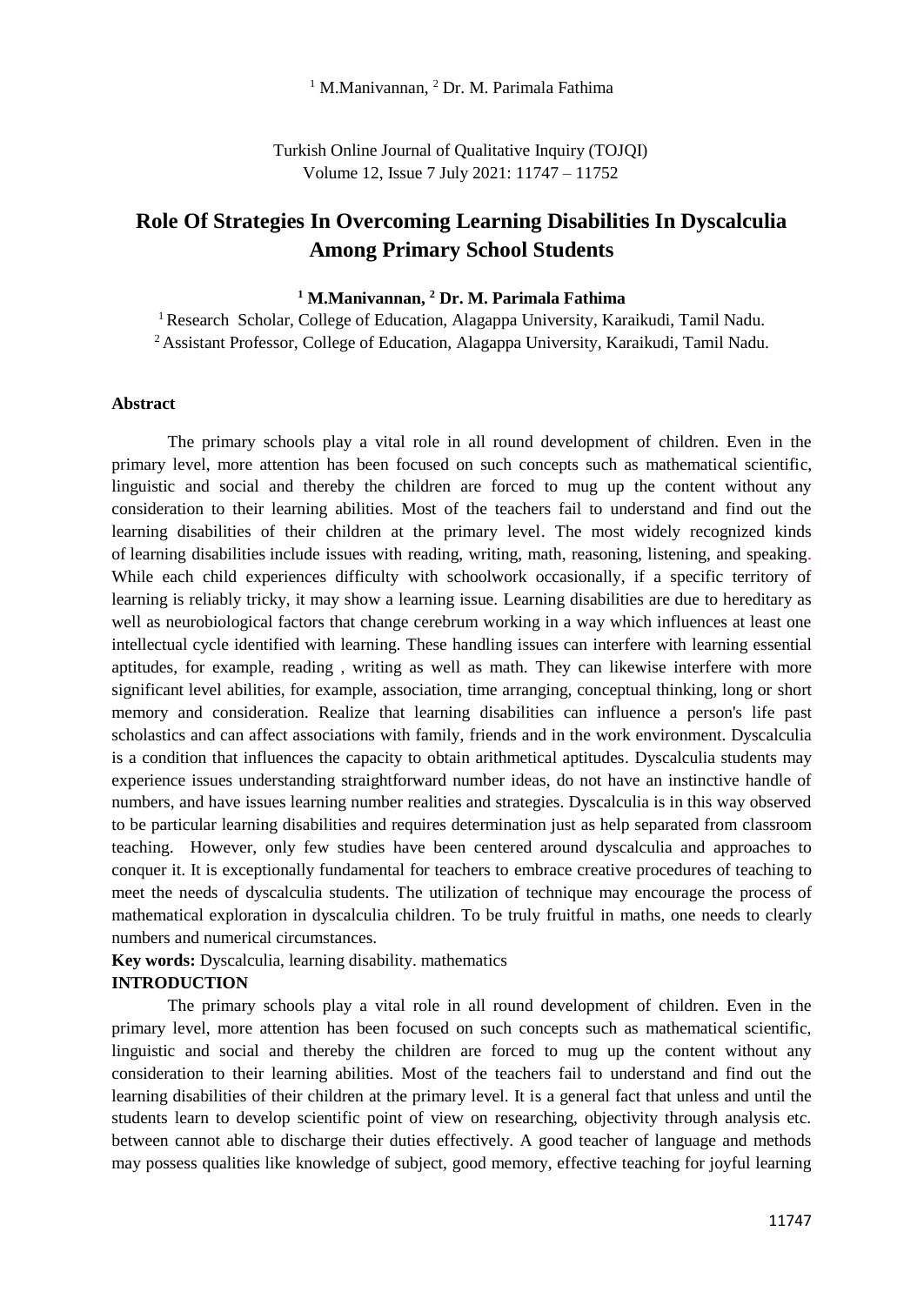# Role Of Strategies In Overcoming Learning Disabilities In Dyscalculia Among Primary School Students

**[1] M.Manivannan, [2] Dr. M. Parimala Fathima**

[1] Research Scholar, College of Education, Alagappa University, Karaikudi, Tamil Nadu.
[2] Assistant Professor, College of Education, Alagappa University, Karaikudi, Tamil Nadu.

### Abstract

The primary schools play a vital role in all round development of children. Even in the primary level, more attention has been focused on such concepts such as mathematical scientific, linguistic and social and thereby the children are forced to mug up the content without any consideration to their learning abilities. Most of the teachers fail to understand and find out the learning disabilities of their children at the primary level. The most widely recognized kinds of learning disabilities include issues with reading, writing, math, reasoning, listening, and speaking. While each child experiences difficulty with schoolwork occasionally, if a specific territory of learning is reliably tricky, it may show a learning issue. Learning disabilities are due to hereditary as well as neurobiological factors that change cerebrum working in a way which influences at least one intellectual cycle identified with learning. These handling issues can interfere with learning essential aptitudes, for example, reading , writing as well as math. They can likewise interfere with more significant level abilities, for example, association, time arranging, conceptual thinking, long or short memory and consideration. Realize that learning disabilities can influence a person's life past scholastics and can affect associations with family, friends and in the work environment. Dyscalculia is a condition that influences the capacity to obtain arithmetical aptitudes. Dyscalculia students may experience issues understanding straightforward number ideas, do not have an instinctive handle of numbers, and have issues learning number realities and strategies. Dyscalculia is in this way observed to be particular learning disabilities and requires determination just as help separated from classroom teaching. However, only few studies have been centered around dyscalculia and approaches to conquer it. It is exceptionally fundamental for teachers to embrace creative procedures of teaching to meet the needs of dyscalculia students. The utilization of technique may encourage the process of mathematical exploration in dyscalculia children. To be truly fruitful in maths, one needs to clearly numbers and numerical circumstances.

**Key words:** Dyscalculia, learning disability. mathematics

### INTRODUCTION

The primary schools play a vital role in all round development of children. Even in the primary level, more attention has been focused on such concepts such as mathematical scientific, linguistic and social and thereby the children are forced to mug up the content without any consideration to their learning abilities. Most of the teachers fail to understand and find out the learning disabilities of their children at the primary level. It is a general fact that unless and until the students learn to develop scientific point of view on researching, objectivity through analysis etc. between cannot able to discharge their duties effectively. A good teacher of language and methods may possess qualities like knowledge of subject, good memory, effective teaching for joyful learning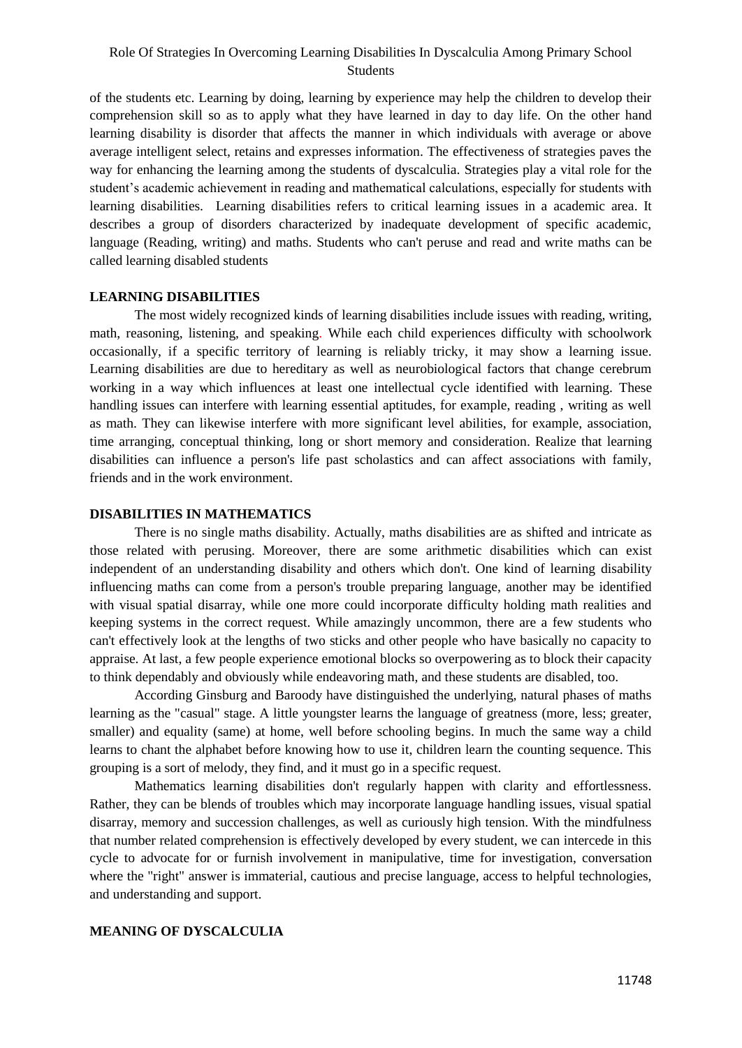of the students etc. Learning by doing, learning by experience may help the children to develop their comprehension skill so as to apply what they have learned in day to day life. On the other hand learning disability is disorder that affects the manner in which individuals with average or above average intelligent select, retains and expresses information. The effectiveness of strategies paves the way for enhancing the learning among the students of dyscalculia. Strategies play a vital role for the student's academic achievement in reading and mathematical calculations, especially for students with learning disabilities. Learning disabilities refers to critical learning issues in a academic area. It describes a group of disorders characterized by inadequate development of specific academic, language (Reading, writing) and maths. Students who can't peruse and read and write maths can be called learning disabled students

**LEARNING DISABILITIES**

The most widely recognized kinds of learning disabilities include issues with reading, writing, math, reasoning, listening, and speaking. While each child experiences difficulty with schoolwork occasionally, if a specific territory of learning is reliably tricky, it may show a learning issue. Learning disabilities are due to hereditary as well as neurobiological factors that change cerebrum working in a way which influences at least one intellectual cycle identified with learning. These handling issues can interfere with learning essential aptitudes, for example, reading , writing as well as math. They can likewise interfere with more significant level abilities, for example, association, time arranging, conceptual thinking, long or short memory and consideration. Realize that learning disabilities can influence a person's life past scholastics and can affect associations with family, friends and in the work environment.

**DISABILITIES IN MATHEMATICS**

There is no single maths disability. Actually, maths disabilities are as shifted and intricate as those related with perusing. Moreover, there are some arithmetic disabilities which can exist independent of an understanding disability and others which don't. One kind of learning disability influencing maths can come from a person's trouble preparing language, another may be identified with visual spatial disarray, while one more could incorporate difficulty holding math realities and keeping systems in the correct request. While amazingly uncommon, there are a few students who can't effectively look at the lengths of two sticks and other people who have basically no capacity to appraise. At last, a few people experience emotional blocks so overpowering as to block their capacity to think dependably and obviously while endeavoring math, and these students are disabled, too.

According Ginsburg and Baroody have distinguished the underlying, natural phases of maths learning as the "casual" stage. A little youngster learns the language of greatness (more, less; greater, smaller) and equality (same) at home, well before schooling begins. In much the same way a child learns to chant the alphabet before knowing how to use it, children learn the counting sequence. This grouping is a sort of melody, they find, and it must go in a specific request.

Mathematics learning disabilities don't regularly happen with clarity and effortlessness. Rather, they can be blends of troubles which may incorporate language handling issues, visual spatial disarray, memory and succession challenges, as well as curiously high tension. With the mindfulness that number related comprehension is effectively developed by every student, we can intercede in this cycle to advocate for or furnish involvement in manipulative, time for investigation, conversation where the "right" answer is immaterial, cautious and precise language, access to helpful technologies, and understanding and support.

**MEANING OF DYSCALCULIA**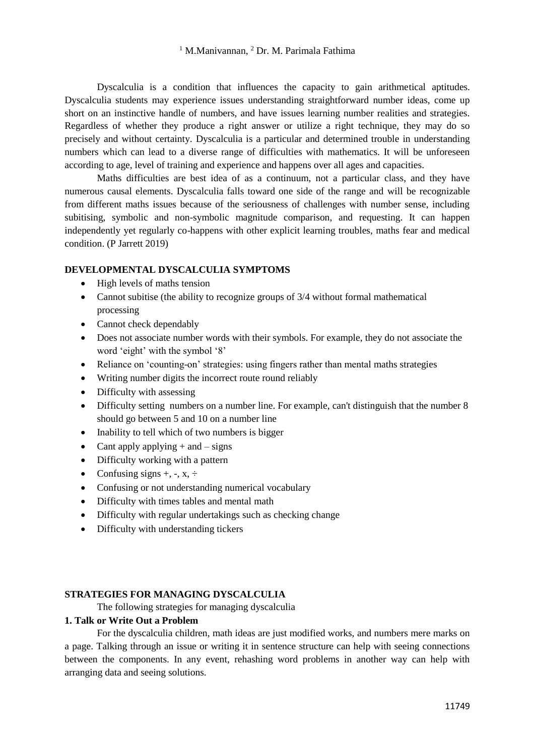Dyscalculia is a condition that influences the capacity to gain arithmetical aptitudes. Dyscalculia students may experience issues understanding straightforward number ideas, come up short on an instinctive handle of numbers, and have issues learning number realities and strategies. Regardless of whether they produce a right answer or utilize a right technique, they may do so precisely and without certainty. Dyscalculia is a particular and determined trouble in understanding numbers which can lead to a diverse range of difficulties with mathematics. It will be unforeseen according to age, level of training and experience and happens over all ages and capacities.

Maths difficulties are best idea of as a continuum, not a particular class, and they have numerous causal elements. Dyscalculia falls toward one side of the range and will be recognizable from different maths issues because of the seriousness of challenges with number sense, including subitising, symbolic and non-symbolic magnitude comparison, and requesting. It can happen independently yet regularly co-happens with other explicit learning troubles, maths fear and medical condition. (P Jarrett 2019)

**DEVELOPMENTAL DYSCALCULIA SYMPTOMS**

- High levels of maths tension
- Cannot subitise (the ability to recognize groups of 3/4 without formal mathematical processing
- Cannot check dependably
- Does not associate number words with their symbols. For example, they do not associate the word 'eight' with the symbol '8'
- Reliance on 'counting-on' strategies: using fingers rather than mental maths strategies
- Writing number digits the incorrect route round reliably
- Difficulty with assessing
- Difficulty setting numbers on a number line. For example, can't distinguish that the number 8 should go between 5 and 10 on a number line
- Inability to tell which of two numbers is bigger
- Cant apply applying + and – signs
- Difficulty working with a pattern
- Confusing signs +, -, x, ÷
- Confusing or not understanding numerical vocabulary
- Difficulty with times tables and mental math
- Difficulty with regular undertakings such as checking change
- Difficulty with understanding tickers

**STRATEGIES FOR MANAGING DYSCALCULIA**

The following strategies for managing dyscalculia

**1. Talk or Write Out a Problem**

For the dyscalculia children, math ideas are just modified works, and numbers mere marks on a page. Talking through an issue or writing it in sentence structure can help with seeing connections between the components. In any event, rehashing word problems in another way can help with arranging data and seeing solutions.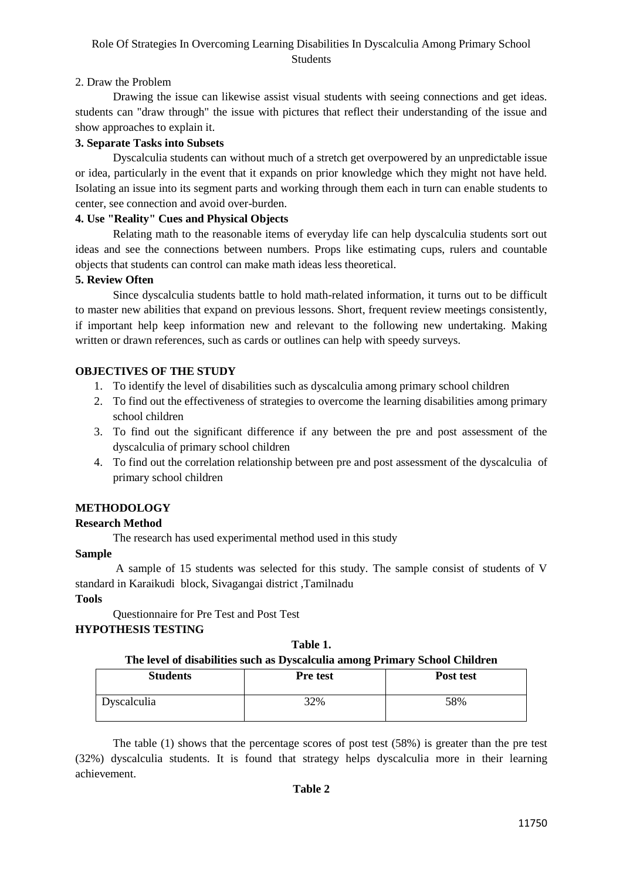2. Draw the Problem

Drawing the issue can likewise assist visual students with seeing connections and get ideas. students can "draw through" the issue with pictures that reflect their understanding of the issue and show approaches to explain it.

**3. Separate Tasks into Subsets**

Dyscalculia students can without much of a stretch get overpowered by an unpredictable issue or idea, particularly in the event that it expands on prior knowledge which they might not have held. Isolating an issue into its segment parts and working through them each in turn can enable students to center, see connection and avoid over-burden.

**4. Use "Reality" Cues and Physical Objects**

Relating math to the reasonable items of everyday life can help dyscalculia students sort out ideas and see the connections between numbers. Props like estimating cups, rulers and countable objects that students can control can make math ideas less theoretical.

**5. Review Often**

Since dyscalculia students battle to hold math-related information, it turns out to be difficult to master new abilities that expand on previous lessons. Short, frequent review meetings consistently, if important help keep information new and relevant to the following new undertaking. Making written or drawn references, such as cards or outlines can help with speedy surveys.

## OBJECTIVES OF THE STUDY

1. To identify the level of disabilities such as dyscalculia among primary school children
2. To find out the effectiveness of strategies to overcome the learning disabilities among primary school children
3. To find out the significant difference if any between the pre and post assessment of the dyscalculia of primary school children
4. To find out the correlation relationship between pre and post assessment of the dyscalculia of primary school children

## METHODOLOGY

### Research Method

The research has used experimental method used in this study

### Sample

A sample of 15 students was selected for this study. The sample consist of students of V standard in Karaikudi block, Sivagangai district ,Tamilnadu

### Tools

Questionnaire for Pre Test and Post Test

## HYPOTHESIS TESTING

**Table 1.**

**The level of disabilities such as Dyscalculia among Primary School Children**

| Students | Pre test | Post test |
|---|---|---|
| Dyscalculia | 32% | 58% |

The table (1) shows that the percentage scores of post test (58%) is greater than the pre test (32%) dyscalculia students. It is found that strategy helps dyscalculia more in their learning achievement.

**Table 2**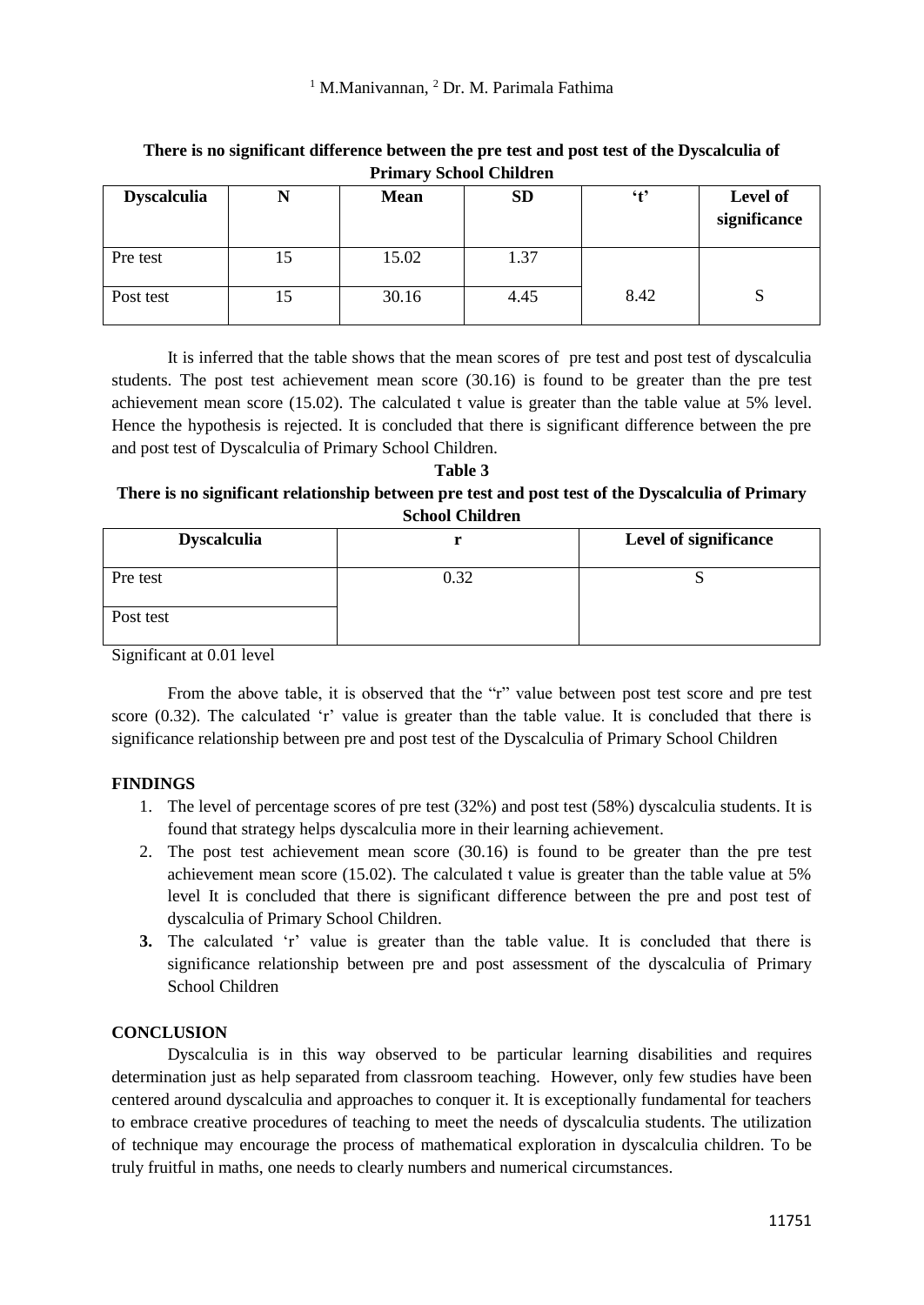**There is no significant difference between the pre test and post test of the Dyscalculia of Primary School Children**

| Dyscalculia | N | Mean | SD | 't' | Level of significance |
|---|---|---|---|---|---|
| Pre test | 15 | 15.02 | 1.37 | | |
| Post test | 15 | 30.16 | 4.45 | 8.42 | S |

It is inferred that the table shows that the mean scores of pre test and post test of dyscalculia students. The post test achievement mean score (30.16) is found to be greater than the pre test achievement mean score (15.02). The calculated t value is greater than the table value at 5% level. Hence the hypothesis is rejected. It is concluded that there is significant difference between the pre and post test of Dyscalculia of Primary School Children.

**Table 3**

**There is no significant relationship between pre test and post test of the Dyscalculia of Primary School Children**

| Dyscalculia | r | Level of significance |
|---|---|---|
| Pre test | 0.32 | S |
| Post test | | |

Significant at 0.01 level

From the above table, it is observed that the "r" value between post test score and pre test score (0.32). The calculated 'r' value is greater than the table value. It is concluded that there is significance relationship between pre and post test of the Dyscalculia of Primary School Children

## FINDINGS

1. The level of percentage scores of pre test (32%) and post test (58%) dyscalculia students. It is found that strategy helps dyscalculia more in their learning achievement.
2. The post test achievement mean score (30.16) is found to be greater than the pre test achievement mean score (15.02). The calculated t value is greater than the table value at 5% level It is concluded that there is significant difference between the pre and post test of dyscalculia of Primary School Children.
3. The calculated 'r' value is greater than the table value. It is concluded that there is significance relationship between pre and post assessment of the dyscalculia of Primary School Children

## CONCLUSION

Dyscalculia is in this way observed to be particular learning disabilities and requires determination just as help separated from classroom teaching. However, only few studies have been centered around dyscalculia and approaches to conquer it. It is exceptionally fundamental for teachers to embrace creative procedures of teaching to meet the needs of dyscalculia students. The utilization of technique may encourage the process of mathematical exploration in dyscalculia children. To be truly fruitful in maths, one needs to clearly numbers and numerical circumstances.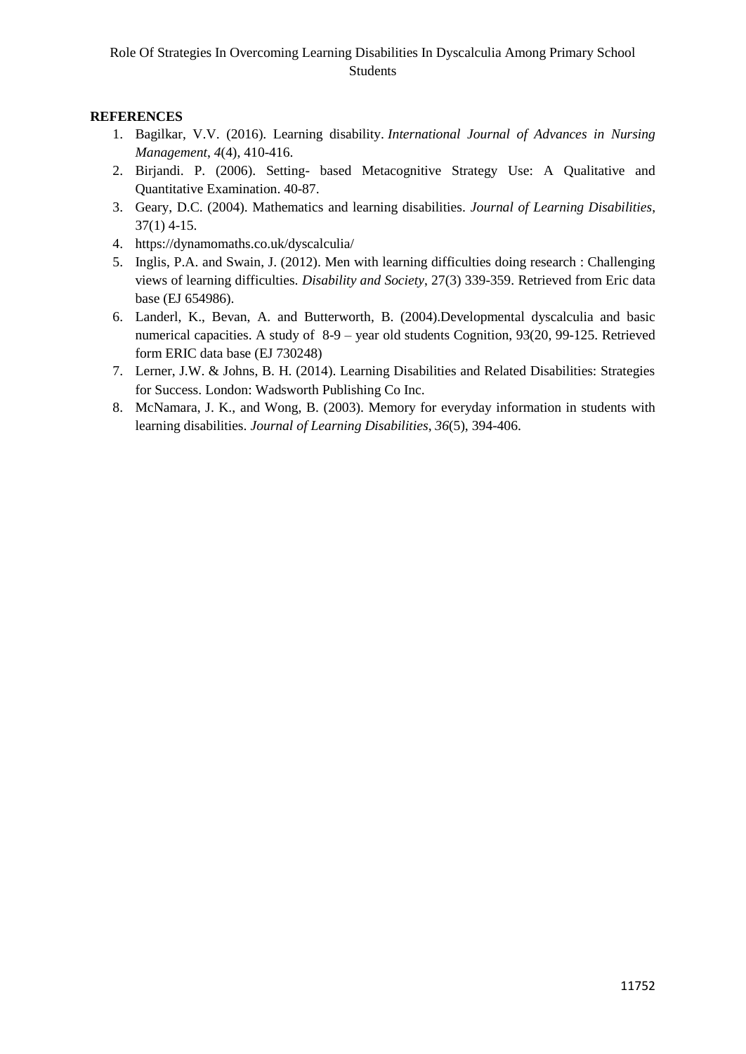**REFERENCES**

1. Bagilkar, V.V. (2016). Learning disability. *International Journal of Advances in Nursing Management*, *4*(4), 410-416.
2. Birjandi. P. (2006). Setting- based Metacognitive Strategy Use: A Qualitative and Quantitative Examination. 40-87.
3. Geary, D.C. (2004). Mathematics and learning disabilities. *Journal of Learning Disabilities*, 37(1) 4-15.
4. https://dynamomaths.co.uk/dyscalculia/
5. Inglis, P.A. and Swain, J. (2012). Men with learning difficulties doing research : Challenging views of learning difficulties. *Disability and Society*, 27(3) 339-359. Retrieved from Eric data base (EJ 654986).
6. Landerl, K., Bevan, A. and Butterworth, B. (2004).Developmental dyscalculia and basic numerical capacities. A study of 8-9 – year old students Cognition, 93(20, 99-125. Retrieved form ERIC data base (EJ 730248)
7. Lerner, J.W. & Johns, B. H. (2014). Learning Disabilities and Related Disabilities: Strategies for Success. London: Wadsworth Publishing Co Inc.
8. McNamara, J. K., and Wong, B. (2003). Memory for everyday information in students with learning disabilities. *Journal of Learning Disabilities*, *36*(5), 394-406.